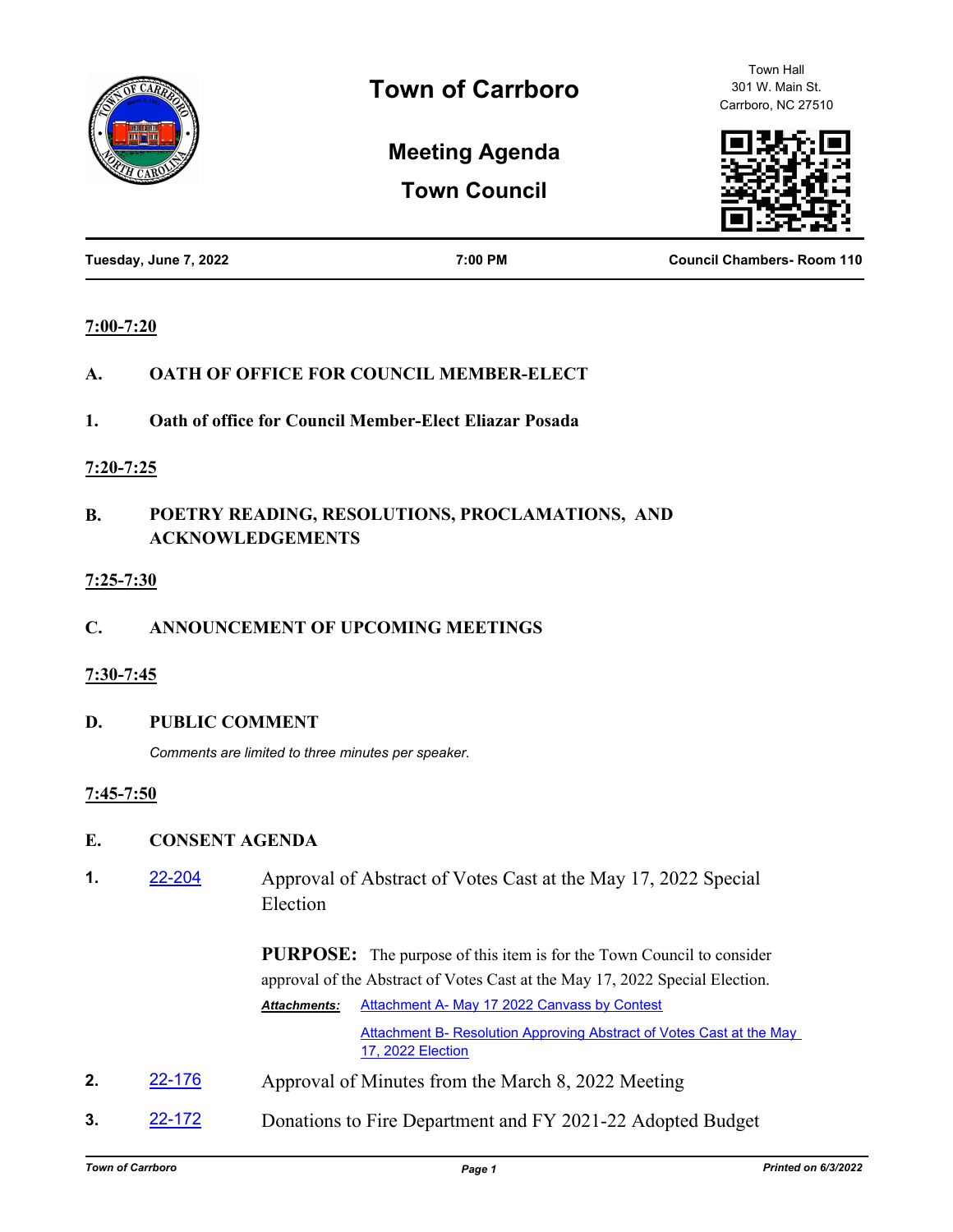# Town of Carrboro

Town Hall
301 W. Main St.
Carrboro, NC 27510

## Meeting Agenda

## Town Council

**Tuesday, June 7, 2022** | **7:00 PM** | **Council Chambers- Room 110**

**7:00-7:20**

**A. OATH OF OFFICE FOR COUNCIL MEMBER-ELECT**

**1. Oath of office for Council Member-Elect Eliazar Posada**

**7:20-7:25**

**B. POETRY READING, RESOLUTIONS, PROCLAMATIONS, AND ACKNOWLEDGEMENTS**

**7:25-7:30**

**C. ANNOUNCEMENT OF UPCOMING MEETINGS**

**7:30-7:45**

**D. PUBLIC COMMENT**

*Comments are limited to three minutes per speaker.*

**7:45-7:50**

**E. CONSENT AGENDA**

**1.** 22-204 Approval of Abstract of Votes Cast at the May 17, 2022 Special Election

**PURPOSE:** The purpose of this item is for the Town Council to consider approval of the Abstract of Votes Cast at the May 17, 2022 Special Election.

***Attachments:*** Attachment A- May 17 2022 Canvass by Contest

Attachment B- Resolution Approving Abstract of Votes Cast at the May 17, 2022 Election

**2.** 22-176 Approval of Minutes from the March 8, 2022 Meeting

**3.** 22-172 Donations to Fire Department and FY 2021-22 Adopted Budget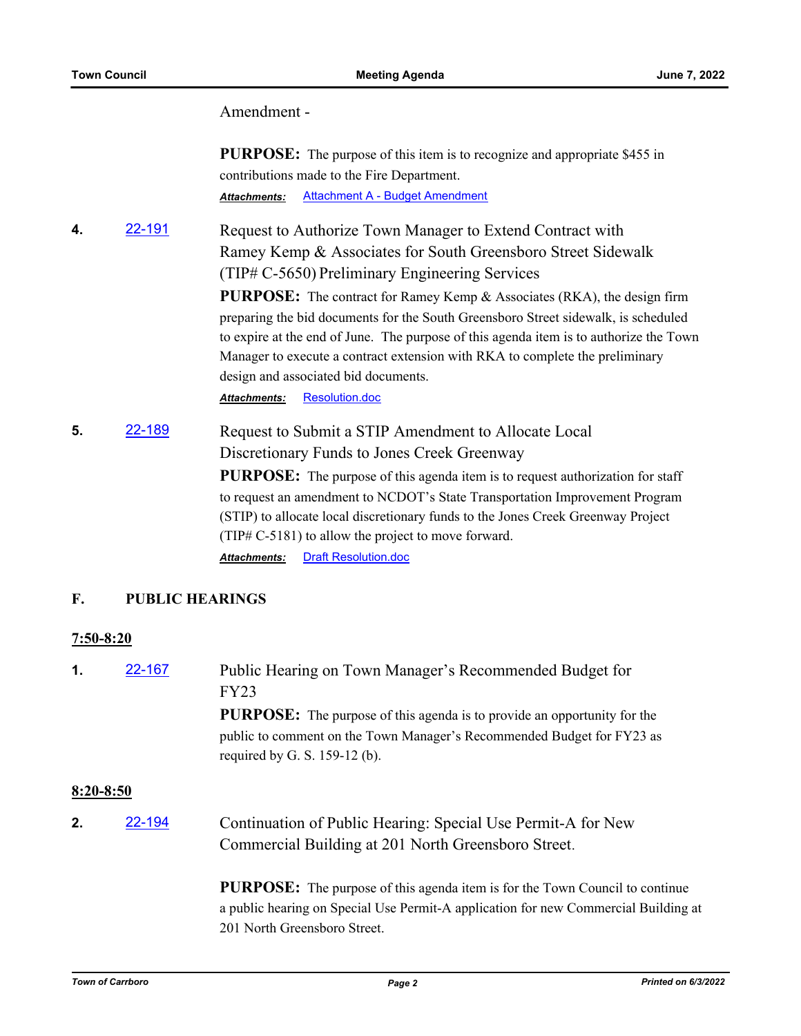Amendment -

**PURPOSE:** The purpose of this item is to recognize and appropriate $455 in contributions made to the Fire Department.

***Attachments:*** Attachment A - Budget Amendment

**4.** 22-191

Request to Authorize Town Manager to Extend Contract with Ramey Kemp & Associates for South Greensboro Street Sidewalk (TIP# C-5650) Preliminary Engineering Services

**PURPOSE:** The contract for Ramey Kemp & Associates (RKA), the design firm preparing the bid documents for the South Greensboro Street sidewalk, is scheduled to expire at the end of June. The purpose of this agenda item is to authorize the Town Manager to execute a contract extension with RKA to complete the preliminary design and associated bid documents.

***Attachments:*** Resolution.doc

**5.** 22-189

Request to Submit a STIP Amendment to Allocate Local Discretionary Funds to Jones Creek Greenway

**PURPOSE:** The purpose of this agenda item is to request authorization for staff to request an amendment to NCDOT's State Transportation Improvement Program (STIP) to allocate local discretionary funds to the Jones Creek Greenway Project (TIP# C-5181) to allow the project to move forward.

***Attachments:*** Draft Resolution.doc

## F. PUBLIC HEARINGS

**7:50-8:20**

**1.** 22-167

Public Hearing on Town Manager's Recommended Budget for FY23

**PURPOSE:** The purpose of this agenda is to provide an opportunity for the public to comment on the Town Manager's Recommended Budget for FY23 as required by G. S. 159-12 (b).

**8:20-8:50**

**2.** 22-194

Continuation of Public Hearing: Special Use Permit-A for New Commercial Building at 201 North Greensboro Street.

**PURPOSE:** The purpose of this agenda item is for the Town Council to continue a public hearing on Special Use Permit-A application for new Commercial Building at 201 North Greensboro Street.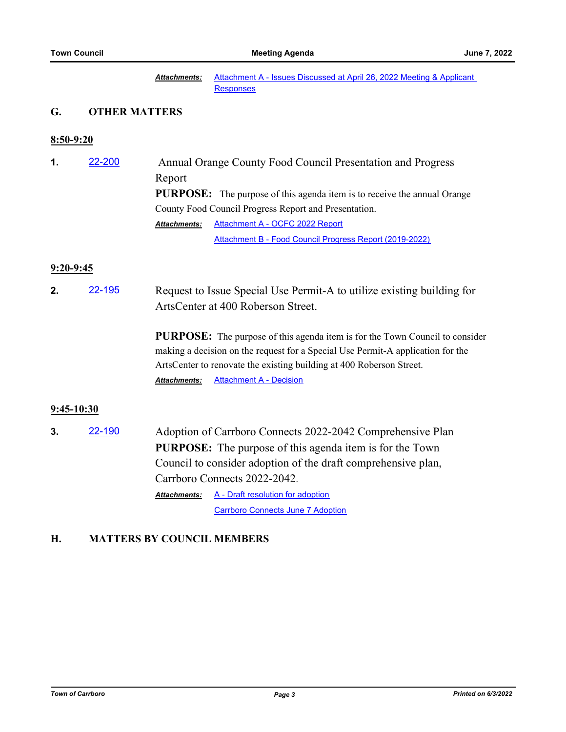***Attachments:*** Attachment A - Issues Discussed at April 26, 2022 Meeting & Applicant Responses

## G. OTHER MATTERS

**8:50-9:20**

**1.** 22-200 Annual Orange County Food Council Presentation and Progress Report

**PURPOSE:** The purpose of this agenda item is to receive the annual Orange County Food Council Progress Report and Presentation.

***Attachments:*** Attachment A - OCFC 2022 Report

Attachment B - Food Council Progress Report (2019-2022)

**9:20-9:45**

**2.** 22-195 Request to Issue Special Use Permit-A to utilize existing building for ArtsCenter at 400 Roberson Street.

**PURPOSE:** The purpose of this agenda item is for the Town Council to consider making a decision on the request for a Special Use Permit-A application for the ArtsCenter to renovate the existing building at 400 Roberson Street.

***Attachments:*** Attachment A - Decision

**9:45-10:30**

**3.** 22-190 Adoption of Carrboro Connects 2022-2042 Comprehensive Plan

**PURPOSE:** The purpose of this agenda item is for the Town Council to consider adoption of the draft comprehensive plan, Carrboro Connects 2022-2042.

***Attachments:*** A - Draft resolution for adoption

Carrboro Connects June 7 Adoption

## H. MATTERS BY COUNCIL MEMBERS